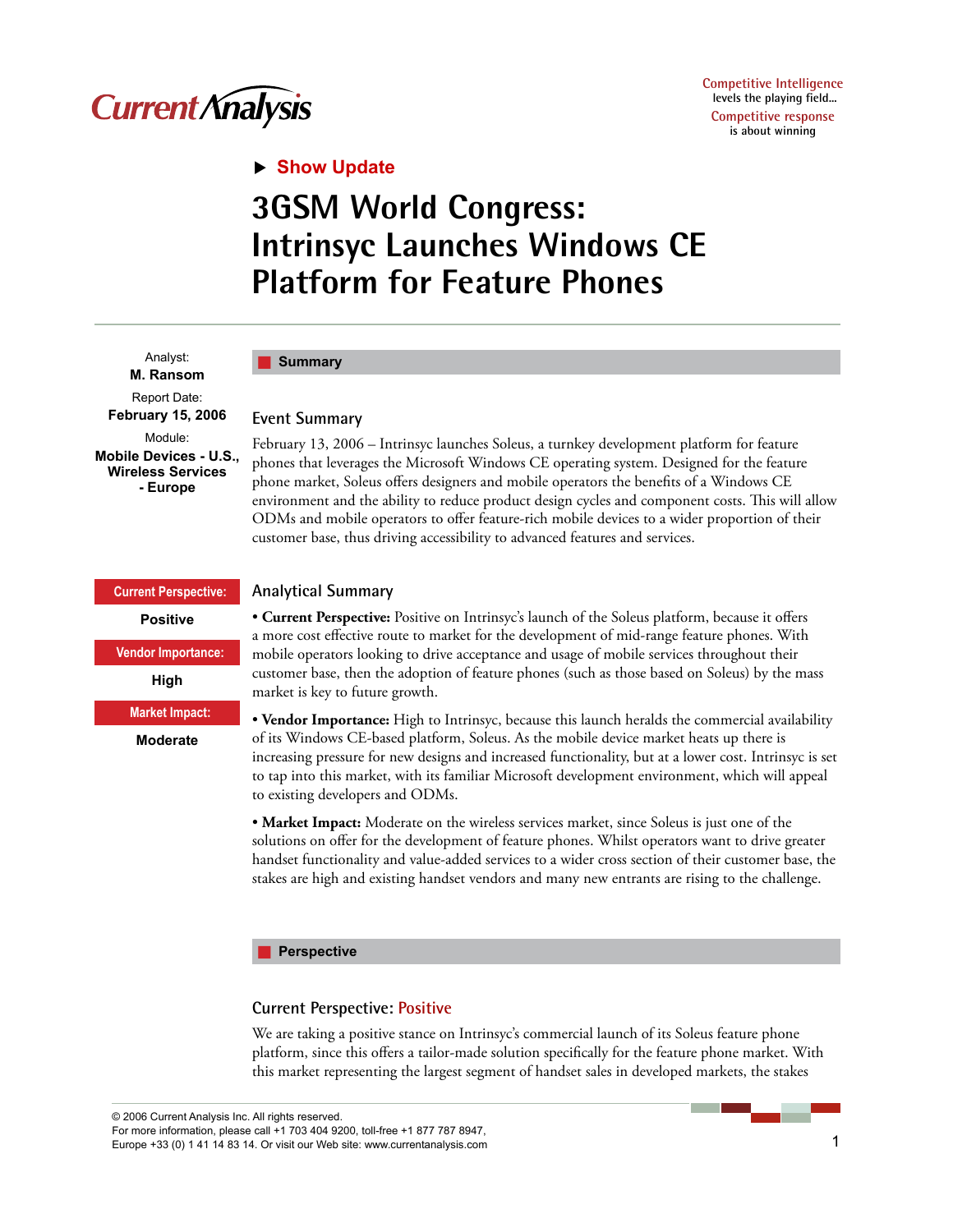Current Analysis

Competitive Intelligence levels the playing field...
Competitive response is about winning

▶ **Show Update**

# 3GSM World Congress: Intrinsyc Launches Windows CE Platform for Feature Phones

Analyst:
**M. Ransom**

Report Date:
**February 15, 2006**

Module:
**Mobile Devices - U.S., Wireless Services - Europe**

## Summary

### Event Summary

February 13, 2006 – Intrinsyc launches Soleus, a turnkey development platform for feature phones that leverages the Microsoft Windows CE operating system. Designed for the feature phone market, Soleus offers designers and mobile operators the benefits of a Windows CE environment and the ability to reduce product design cycles and component costs. This will allow ODMs and mobile operators to offer feature-rich mobile devices to a wider proportion of their customer base, thus driving accessibility to advanced features and services.

**Current Perspective:** Positive

**Vendor Importance:** High

**Market Impact:** Moderate

### Analytical Summary

- **Current Perspective:** Positive on Intrinsyc's launch of the Soleus platform, because it offers a more cost effective route to market for the development of mid-range feature phones. With mobile operators looking to drive acceptance and usage of mobile services throughout their customer base, then the adoption of feature phones (such as those based on Soleus) by the mass market is key to future growth.

- **Vendor Importance:** High to Intrinsyc, because this launch heralds the commercial availability of its Windows CE-based platform, Soleus. As the mobile device market heats up there is increasing pressure for new designs and increased functionality, but at a lower cost. Intrinsyc is set to tap into this market, with its familiar Microsoft development environment, which will appeal to existing developers and ODMs.

- **Market Impact:** Moderate on the wireless services market, since Soleus is just one of the solutions on offer for the development of feature phones. Whilst operators want to drive greater handset functionality and value-added services to a wider cross section of their customer base, the stakes are high and existing handset vendors and many new entrants are rising to the challenge.

## Perspective

### Current Perspective: Positive

We are taking a positive stance on Intrinsyc's commercial launch of its Soleus feature phone platform, since this offers a tailor-made solution specifically for the feature phone market. With this market representing the largest segment of handset sales in developed markets, the stakes

© 2006 Current Analysis Inc. All rights reserved.
For more information, please call +1 703 404 9200, toll-free +1 877 787 8947,
Europe +33 (0) 1 41 14 83 14. Or visit our Web site: www.currentanalysis.com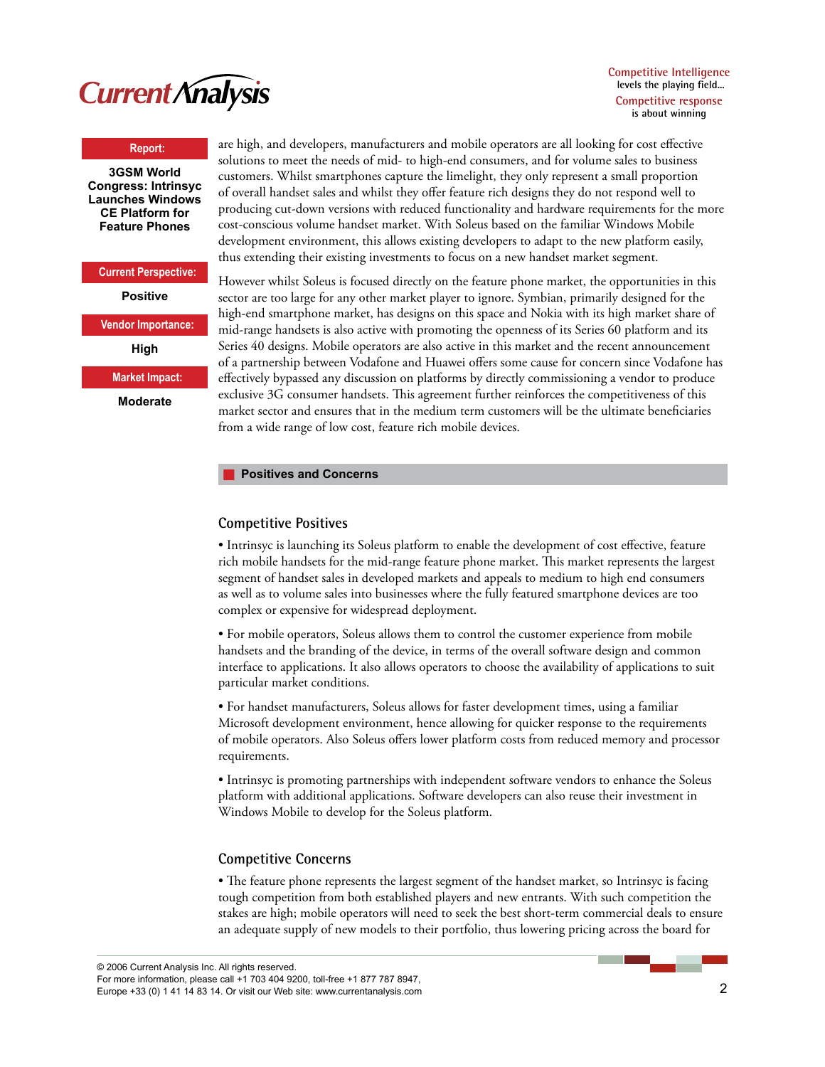**Report:**

**3GSM World Congress: Intrinsyc Launches Windows CE Platform for Feature Phones**

**Current Perspective:**

**Positive**

**Vendor Importance:**

**High**

**Market Impact:**

**Moderate**

are high, and developers, manufacturers and mobile operators are all looking for cost effective solutions to meet the needs of mid- to high-end consumers, and for volume sales to business customers. Whilst smartphones capture the limelight, they only represent a small proportion of overall handset sales and whilst they offer feature rich designs they do not respond well to producing cut-down versions with reduced functionality and hardware requirements for the more cost-conscious volume handset market. With Soleus based on the familiar Windows Mobile development environment, this allows existing developers to adapt to the new platform easily, thus extending their existing investments to focus on a new handset market segment.

However whilst Soleus is focused directly on the feature phone market, the opportunities in this sector are too large for any other market player to ignore. Symbian, primarily designed for the high-end smartphone market, has designs on this space and Nokia with its high market share of mid-range handsets is also active with promoting the openness of its Series 60 platform and its Series 40 designs. Mobile operators are also active in this market and the recent announcement of a partnership between Vodafone and Huawei offers some cause for concern since Vodafone has effectively bypassed any discussion on platforms by directly commissioning a vendor to produce exclusive 3G consumer handsets. This agreement further reinforces the competitiveness of this market sector and ensures that in the medium term customers will be the ultimate beneficiaries from a wide range of low cost, feature rich mobile devices.

## Positives and Concerns

### Competitive Positives

• Intrinsyc is launching its Soleus platform to enable the development of cost effective, feature rich mobile handsets for the mid-range feature phone market. This market represents the largest segment of handset sales in developed markets and appeals to medium to high end consumers as well as to volume sales into businesses where the fully featured smartphone devices are too complex or expensive for widespread deployment.

• For mobile operators, Soleus allows them to control the customer experience from mobile handsets and the branding of the device, in terms of the overall software design and common interface to applications. It also allows operators to choose the availability of applications to suit particular market conditions.

• For handset manufacturers, Soleus allows for faster development times, using a familiar Microsoft development environment, hence allowing for quicker response to the requirements of mobile operators. Also Soleus offers lower platform costs from reduced memory and processor requirements.

• Intrinsyc is promoting partnerships with independent software vendors to enhance the Soleus platform with additional applications. Software developers can also reuse their investment in Windows Mobile to develop for the Soleus platform.

### Competitive Concerns

• The feature phone represents the largest segment of the handset market, so Intrinsyc is facing tough competition from both established players and new entrants. With such competition the stakes are high; mobile operators will need to seek the best short-term commercial deals to ensure an adequate supply of new models to their portfolio, thus lowering pricing across the board for

© 2006 Current Analysis Inc. All rights reserved.
For more information, please call +1 703 404 9200, toll-free +1 877 787 8947,
Europe +33 (0) 1 41 14 83 14. Or visit our Web site: www.currentanalysis.com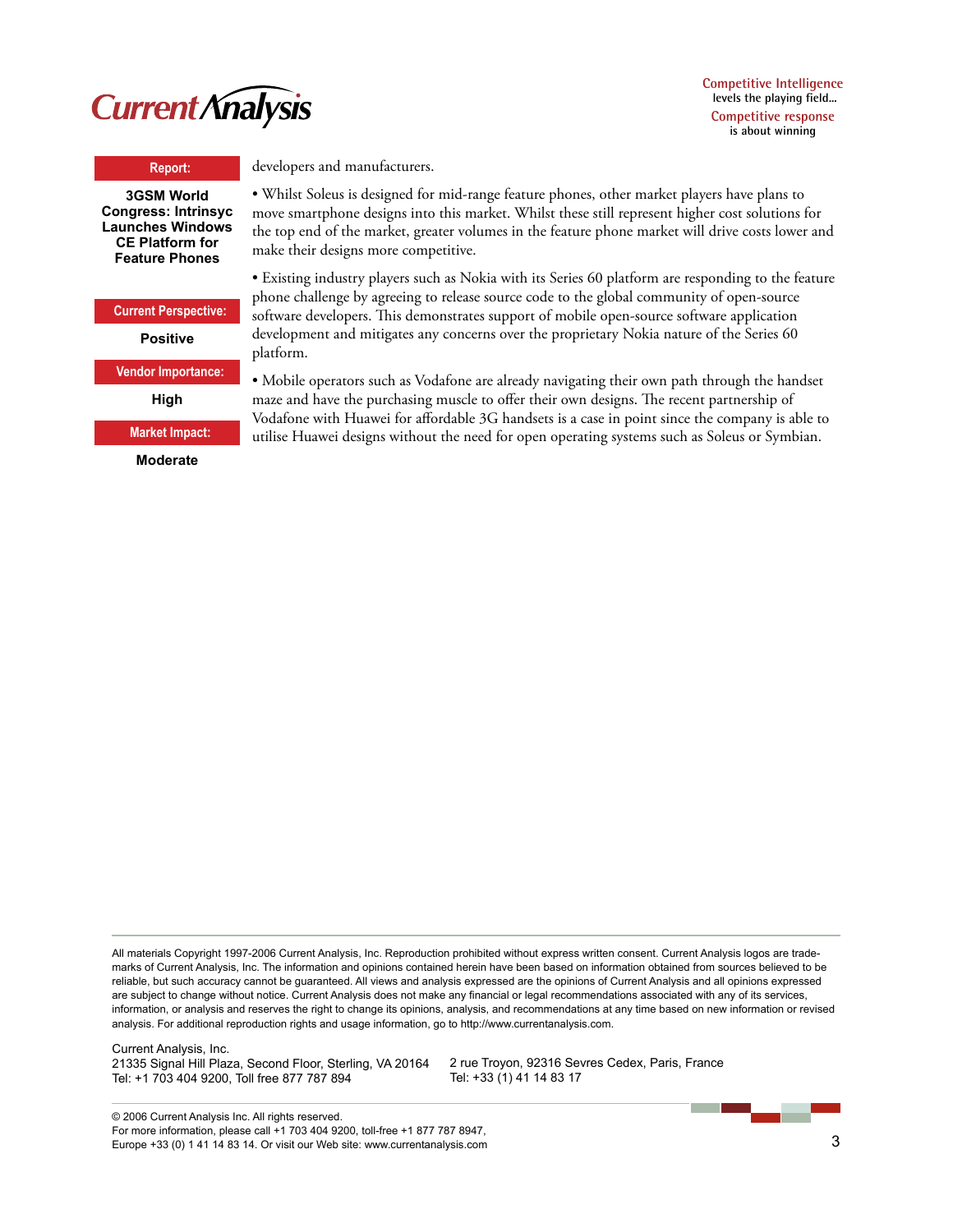**Report:**

**3GSM World Congress: Intrinsyc Launches Windows CE Platform for Feature Phones**

**Current Perspective:**

**Positive**

**Vendor Importance:**

**High**

**Market Impact:**

**Moderate**

developers and manufacturers.

- Whilst Soleus is designed for mid-range feature phones, other market players have plans to move smartphone designs into this market. Whilst these still represent higher cost solutions for the top end of the market, greater volumes in the feature phone market will drive costs lower and make their designs more competitive.

- Existing industry players such as Nokia with its Series 60 platform are responding to the feature phone challenge by agreeing to release source code to the global community of open-source software developers. This demonstrates support of mobile open-source software application development and mitigates any concerns over the proprietary Nokia nature of the Series 60 platform.

- Mobile operators such as Vodafone are already navigating their own path through the handset maze and have the purchasing muscle to offer their own designs. The recent partnership of Vodafone with Huawei for affordable 3G handsets is a case in point since the company is able to utilise Huawei designs without the need for open operating systems such as Soleus or Symbian.

All materials Copyright 1997-2006 Current Analysis, Inc. Reproduction prohibited without express written consent. Current Analysis logos are trademarks of Current Analysis, Inc. The information and opinions contained herein have been based on information obtained from sources believed to be reliable, but such accuracy cannot be guaranteed. All views and analysis expressed are the opinions of Current Analysis and all opinions expressed are subject to change without notice. Current Analysis does not make any financial or legal recommendations associated with any of its services, information, or analysis and reserves the right to change its opinions, analysis, and recommendations at any time based on new information or revised analysis. For additional reproduction rights and usage information, go to http://www.currentanalysis.com.

Current Analysis, Inc.
21335 Signal Hill Plaza, Second Floor, Sterling, VA 20164
Tel: +1 703 404 9200, Toll free 877 787 894

2 rue Troyon, 92316 Sevres Cedex, Paris, France
Tel: +33 (1) 41 14 83 17

© 2006 Current Analysis Inc. All rights reserved.
For more information, please call +1 703 404 9200, toll-free +1 877 787 8947,
Europe +33 (0) 1 41 14 83 14. Or visit our Web site: www.currentanalysis.com